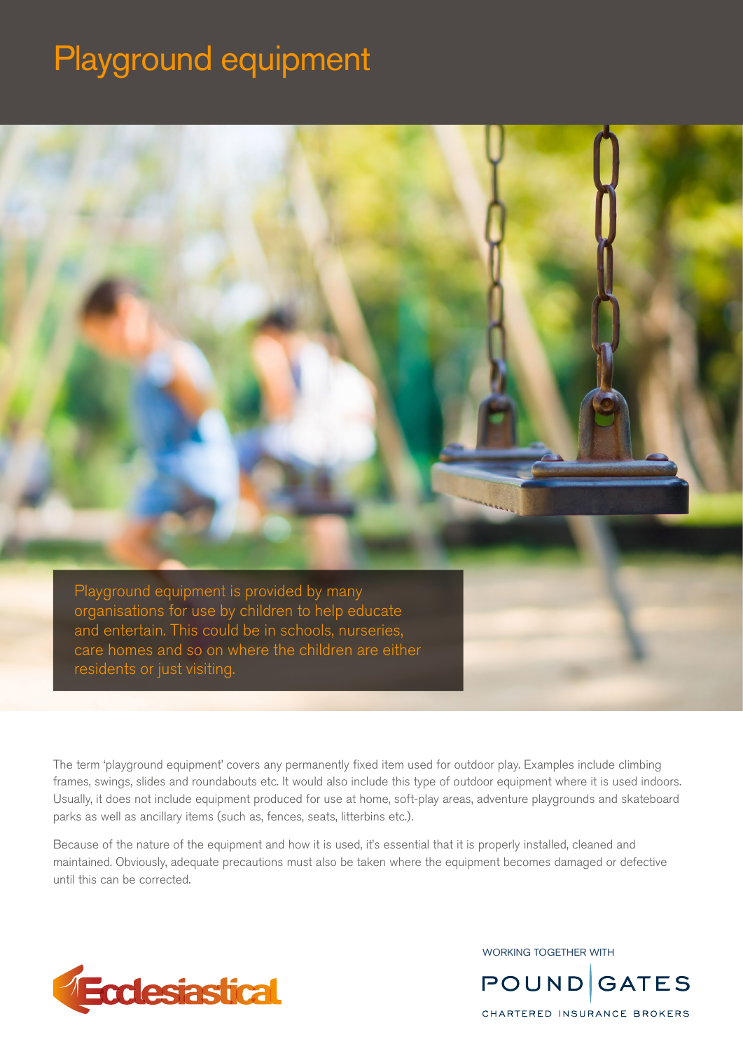# Playground equipment

Playground equipment is provided by many organisations for use by children to help educate and entertain. This could be in schools, nurseries, care homes and so on where the children are either residents or just visiting.

The term 'playground equipment' covers any permanently fixed item used for outdoor play. Examples include climbing frames, swings, slides and roundabouts etc. It would also include this type of outdoor equipment where it is used indoors. Usually, it does not include equipment produced for use at home, soft-play areas, adventure playgrounds and skateboard parks as well as ancillary items (such as, fences, seats, litterbins etc.).

Because of the nature of the equipment and how it is used, it's essential that it is properly installed, cleaned and maintained. Obviously, adequate precautions must also be taken where the equipment becomes damaged or defective until this can be corrected.

Ecclesiastical

WORKING TOGETHER WITH

POUND GATES

CHARTERED INSURANCE BROKERS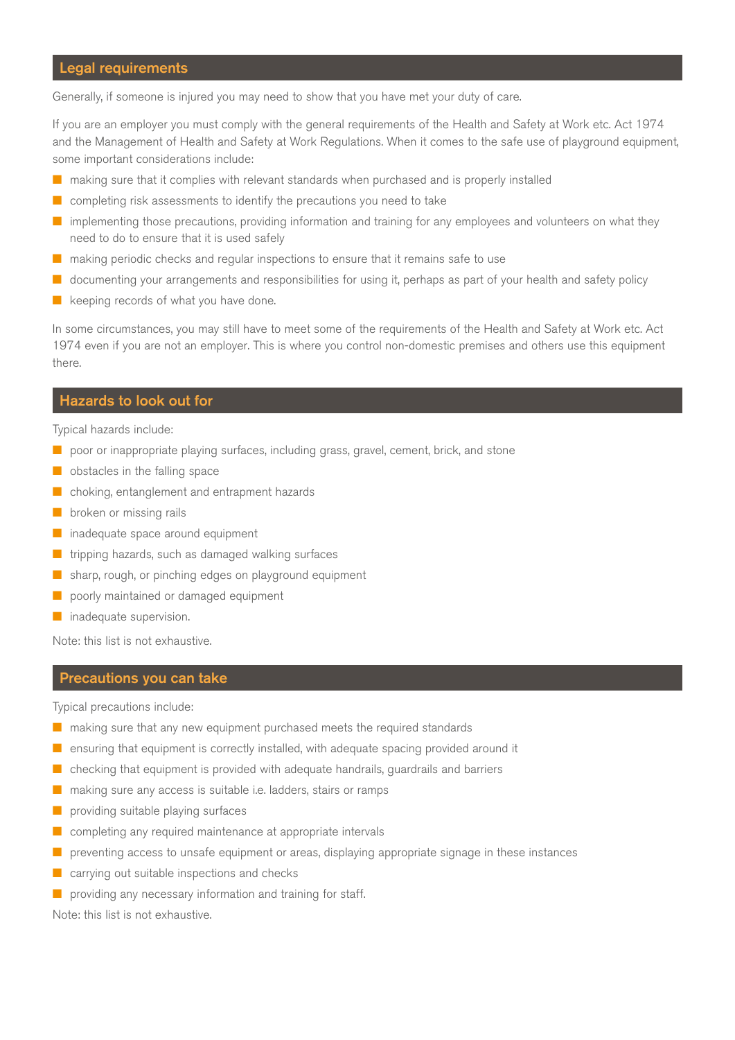## Legal requirements

Generally, if someone is injured you may need to show that you have met your duty of care.

If you are an employer you must comply with the general requirements of the Health and Safety at Work etc. Act 1974 and the Management of Health and Safety at Work Regulations. When it comes to the safe use of playground equipment, some important considerations include:

- making sure that it complies with relevant standards when purchased and is properly installed
- completing risk assessments to identify the precautions you need to take
- implementing those precautions, providing information and training for any employees and volunteers on what they need to do to ensure that it is used safely
- making periodic checks and regular inspections to ensure that it remains safe to use
- documenting your arrangements and responsibilities for using it, perhaps as part of your health and safety policy
- keeping records of what you have done.

In some circumstances, you may still have to meet some of the requirements of the Health and Safety at Work etc. Act 1974 even if you are not an employer. This is where you control non-domestic premises and others use this equipment there.

## Hazards to look out for

Typical hazards include:

- poor or inappropriate playing surfaces, including grass, gravel, cement, brick, and stone
- obstacles in the falling space
- choking, entanglement and entrapment hazards
- broken or missing rails
- inadequate space around equipment
- tripping hazards, such as damaged walking surfaces
- sharp, rough, or pinching edges on playground equipment
- poorly maintained or damaged equipment
- inadequate supervision.

Note: this list is not exhaustive.

## Precautions you can take

Typical precautions include:

- making sure that any new equipment purchased meets the required standards
- ensuring that equipment is correctly installed, with adequate spacing provided around it
- checking that equipment is provided with adequate handrails, guardrails and barriers
- making sure any access is suitable i.e. ladders, stairs or ramps
- providing suitable playing surfaces
- completing any required maintenance at appropriate intervals
- preventing access to unsafe equipment or areas, displaying appropriate signage in these instances
- carrying out suitable inspections and checks
- providing any necessary information and training for staff.

Note: this list is not exhaustive.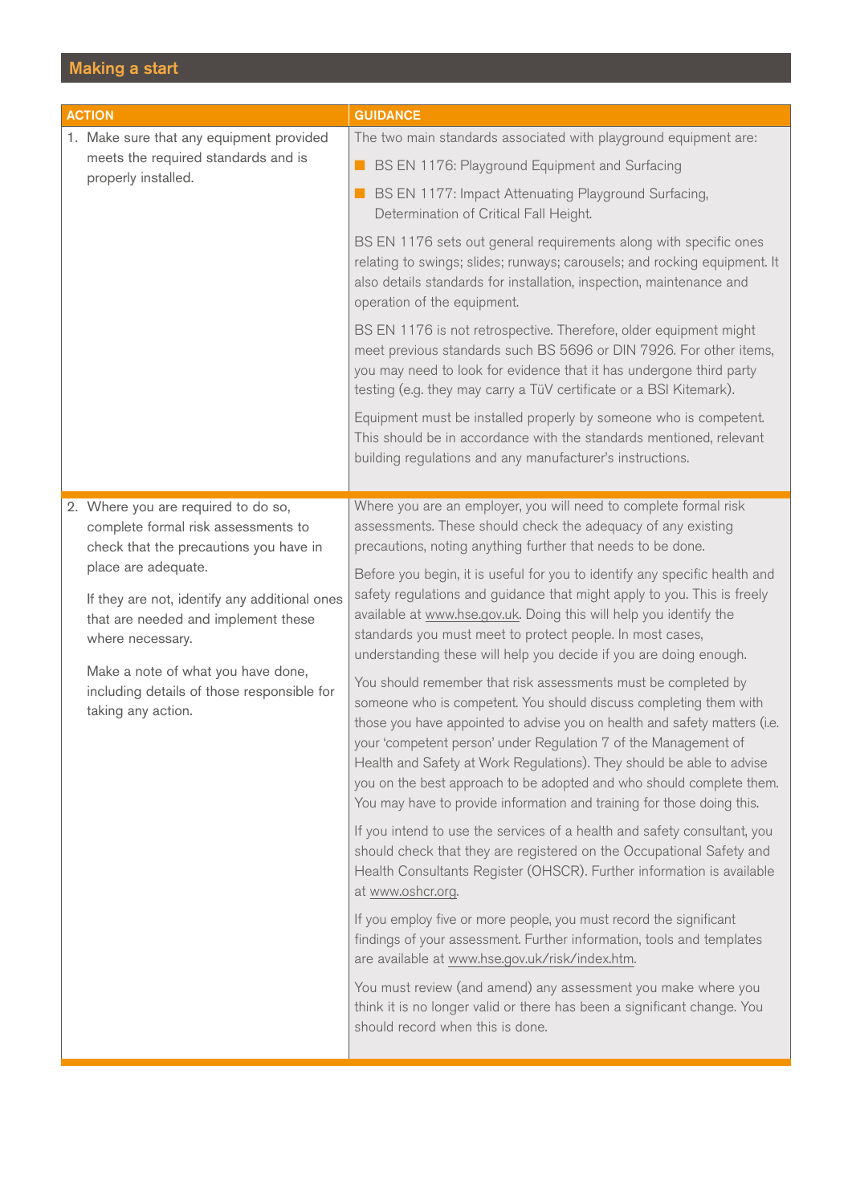## Making a start

| ACTION | GUIDANCE |
|---|---|
| 1. Make sure that any equipment provided meets the required standards and is properly installed. | The two main standards associated with playground equipment are:<br>■ BS EN 1176: Playground Equipment and Surfacing<br>■ BS EN 1177: Impact Attenuating Playground Surfacing, Determination of Critical Fall Height.<br><br>BS EN 1176 sets out general requirements along with specific ones relating to swings; slides; runways; carousels; and rocking equipment. It also details standards for installation, inspection, maintenance and operation of the equipment.<br><br>BS EN 1176 is not retrospective. Therefore, older equipment might meet previous standards such BS 5696 or DIN 7926. For other items, you may need to look for evidence that it has undergone third party testing (e.g. they may carry a TüV certificate or a BSI Kitemark).<br><br>Equipment must be installed properly by someone who is competent. This should be in accordance with the standards mentioned, relevant building regulations and any manufacturer's instructions. |
| 2. Where you are required to do so, complete formal risk assessments to check that the precautions you have in place are adequate.<br><br>If they are not, identify any additional ones that are needed and implement these where necessary.<br><br>Make a note of what you have done, including details of those responsible for taking any action. | Where you are an employer, you will need to complete formal risk assessments. These should check the adequacy of any existing precautions, noting anything further that needs to be done.<br><br>Before you begin, it is useful for you to identify any specific health and safety regulations and guidance that might apply to you. This is freely available at www.hse.gov.uk. Doing this will help you identify the standards you must meet to protect people. In most cases, understanding these will help you decide if you are doing enough.<br><br>You should remember that risk assessments must be completed by someone who is competent. You should discuss completing them with those you have appointed to advise you on health and safety matters (i.e. your 'competent person' under Regulation 7 of the Management of Health and Safety at Work Regulations). They should be able to advise you on the best approach to be adopted and who should complete them. You may have to provide information and training for those doing this.<br><br>If you intend to use the services of a health and safety consultant, you should check that they are registered on the Occupational Safety and Health Consultants Register (OHSCR). Further information is available at www.oshcr.org.<br><br>If you employ five or more people, you must record the significant findings of your assessment. Further information, tools and templates are available at www.hse.gov.uk/risk/index.htm.<br><br>You must review (and amend) any assessment you make where you think it is no longer valid or there has been a significant change. You should record when this is done. |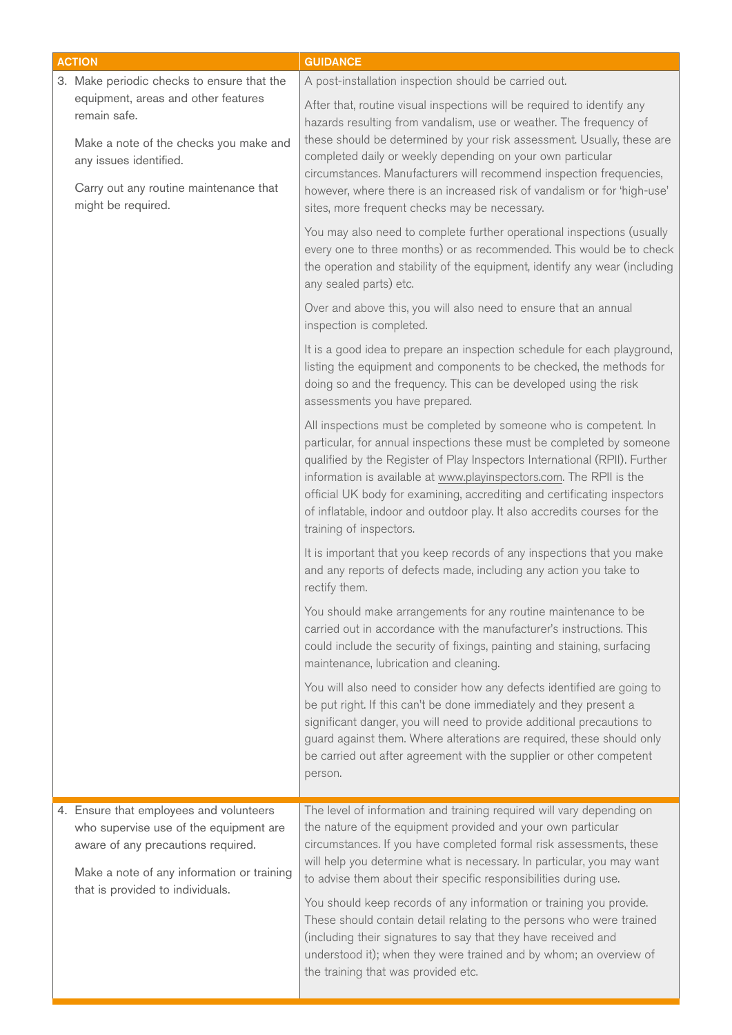| ACTION | GUIDANCE |
| --- | --- |
| 3. Make periodic checks to ensure that the equipment, areas and other features remain safe.<br><br>Make a note of the checks you make and any issues identified.<br><br>Carry out any routine maintenance that might be required. | A post-installation inspection should be carried out.<br><br>After that, routine visual inspections will be required to identify any hazards resulting from vandalism, use or weather. The frequency of these should be determined by your risk assessment. Usually, these are completed daily or weekly depending on your own particular circumstances. Manufacturers will recommend inspection frequencies, however, where there is an increased risk of vandalism or for 'high-use' sites, more frequent checks may be necessary.<br><br>You may also need to complete further operational inspections (usually every one to three months) or as recommended. This would be to check the operation and stability of the equipment, identify any wear (including any sealed parts) etc.<br><br>Over and above this, you will also need to ensure that an annual inspection is completed.<br><br>It is a good idea to prepare an inspection schedule for each playground, listing the equipment and components to be checked, the methods for doing so and the frequency. This can be developed using the risk assessments you have prepared.<br><br>All inspections must be completed by someone who is competent. In particular, for annual inspections these must be completed by someone qualified by the Register of Play Inspectors International (RPII). Further information is available at www.playinspectors.com. The RPII is the official UK body for examining, accrediting and certificating inspectors of inflatable, indoor and outdoor play. It also accredits courses for the training of inspectors.<br><br>It is important that you keep records of any inspections that you make and any reports of defects made, including any action you take to rectify them.<br><br>You should make arrangements for any routine maintenance to be carried out in accordance with the manufacturer's instructions. This could include the security of fixings, painting and staining, surfacing maintenance, lubrication and cleaning.<br><br>You will also need to consider how any defects identified are going to be put right. If this can't be done immediately and they present a significant danger, you will need to provide additional precautions to guard against them. Where alterations are required, these should only be carried out after agreement with the supplier or other competent person. |
| 4. Ensure that employees and volunteers who supervise use of the equipment are aware of any precautions required.<br><br>Make a note of any information or training that is provided to individuals. | The level of information and training required will vary depending on the nature of the equipment provided and your own particular circumstances. If you have completed formal risk assessments, these will help you determine what is necessary. In particular, you may want to advise them about their specific responsibilities during use.<br><br>You should keep records of any information or training you provide. These should contain detail relating to the persons who were trained (including their signatures to say that they have received and understood it); when they were trained and by whom; an overview of the training that was provided etc. |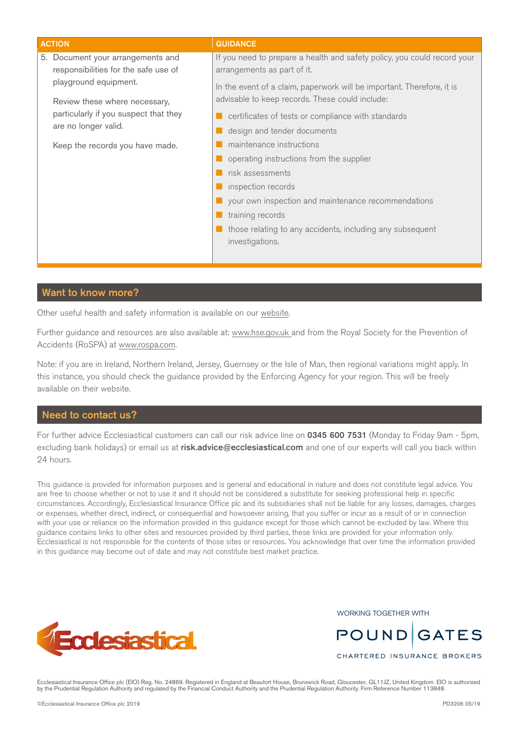| ACTION | GUIDANCE |
| --- | --- |
| 5. Document your arrangements and responsibilities for the safe use of playground equipment.<br><br>Review these where necessary, particularly if you suspect that they are no longer valid.<br><br>Keep the records you have made. | If you need to prepare a health and safety policy, you could record your arrangements as part of it.<br><br>In the event of a claim, paperwork will be important. Therefore, it is advisable to keep records. These could include:<br>- certificates of tests or compliance with standards<br>- design and tender documents<br>- maintenance instructions<br>- operating instructions from the supplier<br>- risk assessments<br>- inspection records<br>- your own inspection and maintenance recommendations<br>- training records<br>- those relating to any accidents, including any subsequent investigations. |

## Want to know more?

Other useful health and safety information is available on our website.

Further guidance and resources are also available at: www.hse.gov.uk and from the Royal Society for the Prevention of Accidents (RoSPA) at www.rospa.com.

Note: if you are in Ireland, Northern Ireland, Jersey, Guernsey or the Isle of Man, then regional variations might apply. In this instance, you should check the guidance provided by the Enforcing Agency for your region. This will be freely available on their website.

## Need to contact us?

For further advice Ecclesiastical customers can call our risk advice line on **0345 600 7531** (Monday to Friday 9am - 5pm, excluding bank holidays) or email us at **risk.advice@ecclesiastical.com** and one of our experts will call you back within 24 hours.

This guidance is provided for information purposes and is general and educational in nature and does not constitute legal advice. You are free to choose whether or not to use it and it should not be considered a substitute for seeking professional help in specific circumstances. Accordingly, Ecclesiastical Insurance Office plc and its subsidiaries shall not be liable for any losses, damages, charges or expenses, whether direct, indirect, or consequential and howsoever arising, that you suffer or incur as a result of or in connection with your use or reliance on the information provided in this guidance except for those which cannot be excluded by law. Where this guidance contains links to other sites and resources provided by third parties, these links are provided for your information only. Ecclesiastical is not responsible for the contents of those sites or resources. You acknowledge that over time the information provided in this guidance may become out of date and may not constitute best market practice.

Ecclesiastical

WORKING TOGETHER WITH

POUND GATES

CHARTERED INSURANCE BROKERS

Ecclesiastical Insurance Office plc (EIO) Reg. No. 24869. Registered in England at Beaufort House, Brunswick Road, Gloucester, GL1 1JZ, United Kingdom. EIO is authorised by the Prudential Regulation Authority and regulated by the Financial Conduct Authority and the Prudential Regulation Authority. Firm Reference Number 113848.

©Ecclesiastical Insurance Office plc 2019

PD3206 05/19